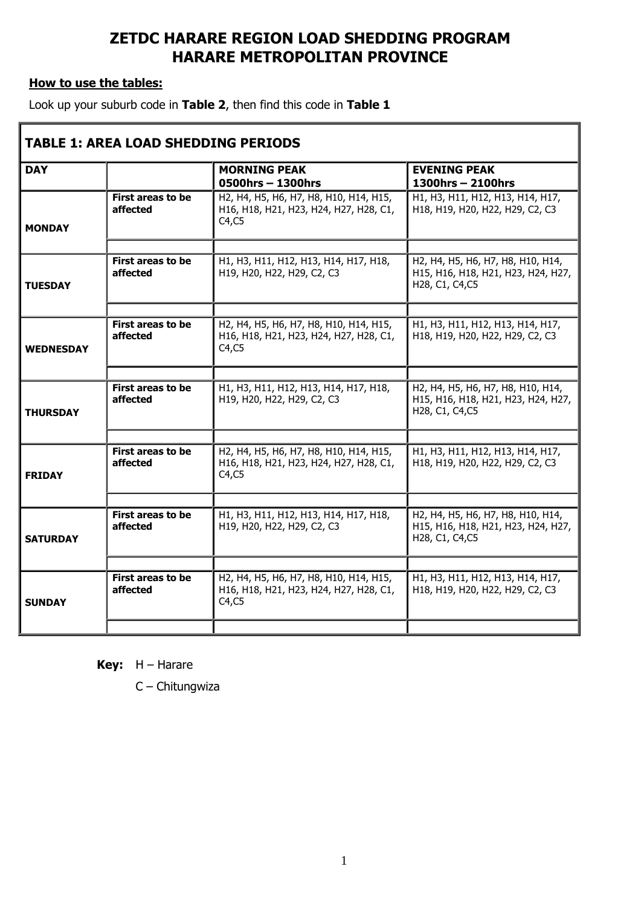# ZETDC HARARE REGION LOAD SHEDDING PROGRAM
# HARARE METROPOLITAN PROVINCE

**How to use the tables:**

Look up your suburb code in **Table 2**, then find this code in **Table 1**

**TABLE 1: AREA LOAD SHEDDING PERIODS**

| DAY | | MORNING PEAK 0500hrs – 1300hrs | EVENING PEAK 1300hrs – 2100hrs |
|---|---|---|---|
| **MONDAY** | **First areas to be affected** | H2, H4, H5, H6, H7, H8, H10, H14, H15, H16, H18, H21, H23, H24, H27, H28, C1, C4,C5 | H1, H3, H11, H12, H13, H14, H17, H18, H19, H20, H22, H29, C2, C3 |
| | | | |
| **TUESDAY** | **First areas to be affected** | H1, H3, H11, H12, H13, H14, H17, H18, H19, H20, H22, H29, C2, C3 | H2, H4, H5, H6, H7, H8, H10, H14, H15, H16, H18, H21, H23, H24, H27, H28, C1, C4,C5 |
| | | | |
| **WEDNESDAY** | **First areas to be affected** | H2, H4, H5, H6, H7, H8, H10, H14, H15, H16, H18, H21, H23, H24, H27, H28, C1, C4,C5 | H1, H3, H11, H12, H13, H14, H17, H18, H19, H20, H22, H29, C2, C3 |
| | | | |
| **THURSDAY** | **First areas to be affected** | H1, H3, H11, H12, H13, H14, H17, H18, H19, H20, H22, H29, C2, C3 | H2, H4, H5, H6, H7, H8, H10, H14, H15, H16, H18, H21, H23, H24, H27, H28, C1, C4,C5 |
| | | | |
| **FRIDAY** | **First areas to be affected** | H2, H4, H5, H6, H7, H8, H10, H14, H15, H16, H18, H21, H23, H24, H27, H28, C1, C4,C5 | H1, H3, H11, H12, H13, H14, H17, H18, H19, H20, H22, H29, C2, C3 |
| | | | |
| **SATURDAY** | **First areas to be affected** | H1, H3, H11, H12, H13, H14, H17, H18, H19, H20, H22, H29, C2, C3 | H2, H4, H5, H6, H7, H8, H10, H14, H15, H16, H18, H21, H23, H24, H27, H28, C1, C4,C5 |
| | | | |
| **SUNDAY** | **First areas to be affected** | H2, H4, H5, H6, H7, H8, H10, H14, H15, H16, H18, H21, H23, H24, H27, H28, C1, C4,C5 | H1, H3, H11, H12, H13, H14, H17, H18, H19, H20, H22, H29, C2, C3 |
| | | | |

**Key:** H – Harare

C – Chitungwiza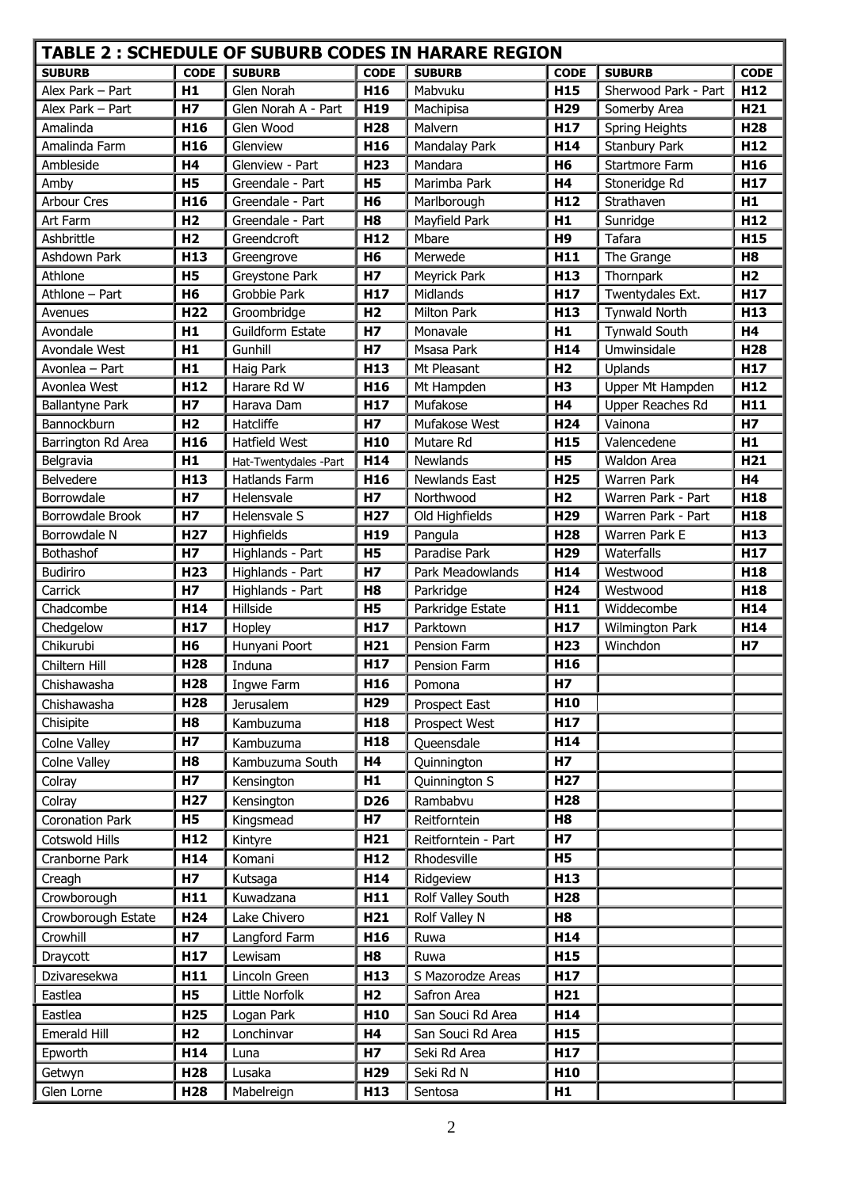| TABLE 2 : SCHEDULE OF SUBURB CODES IN HARARE REGION | | | | | | | |
|---|---|---|---|---|---|---|---|
| **SUBURB** | **CODE** | **SUBURB** | **CODE** | **SUBURB** | **CODE** | **SUBURB** | **CODE** |
| Alex Park – Part | **H1** | Glen Norah | **H16** | Mabvuku | **H15** | Sherwood Park - Part | **H12** |
| Alex Park – Part | **H7** | Glen Norah A - Part | **H19** | Machipisa | **H29** | Somerby Area | **H21** |
| Amalinda | **H16** | Glen Wood | **H28** | Malvern | **H17** | Spring Heights | **H28** |
| Amalinda Farm | **H16** | Glenview | **H16** | Mandalay Park | **H14** | Stanbury Park | **H12** |
| Ambleside | **H4** | Glenview - Part | **H23** | Mandara | **H6** | Startmore Farm | **H16** |
| Amby | **H5** | Greendale - Part | **H5** | Marimba Park | **H4** | Stoneridge Rd | **H17** |
| Arbour Cres | **H16** | Greendale - Part | **H6** | Marlborough | **H12** | Strathaven | **H1** |
| Art Farm | **H2** | Greendale - Part | **H8** | Mayfield Park | **H1** | Sunridge | **H12** |
| Ashbrittle | **H2** | Greendcroft | **H12** | Mbare | **H9** | Tafara | **H15** |
| Ashdown Park | **H13** | Greengrove | **H6** | Merwede | **H11** | The Grange | **H8** |
| Athlone | **H5** | Greystone Park | **H7** | Meyrick Park | **H13** | Thornpark | **H2** |
| Athlone – Part | **H6** | Grobbie Park | **H17** | Midlands | **H17** | Twentydales Ext. | **H17** |
| Avenues | **H22** | Groombridge | **H2** | Milton Park | **H13** | Tynwald North | **H13** |
| Avondale | **H1** | Guildform Estate | **H7** | Monavale | **H1** | Tynwald South | **H4** |
| Avondale West | **H1** | Gunhill | **H7** | Msasa Park | **H14** | Umwinsidale | **H28** |
| Avonlea – Part | **H1** | Haig Park | **H13** | Mt Pleasant | **H2** | Uplands | **H17** |
| Avonlea West | **H12** | Harare Rd W | **H16** | Mt Hampden | **H3** | Upper Mt Hampden | **H12** |
| Ballantyne Park | **H7** | Harava Dam | **H17** | Mufakose | **H4** | Upper Reaches Rd | **H11** |
| Bannockburn | **H2** | Hatcliffe | **H7** | Mufakose West | **H24** | Vainona | **H7** |
| Barrington Rd Area | **H16** | Hatfield West | **H10** | Mutare Rd | **H15** | Valencedene | **H1** |
| Belgravia | **H1** | Hat-Twentydales -Part | **H14** | Newlands | **H5** | Waldon Area | **H21** |
| Belvedere | **H13** | Hatlands Farm | **H16** | Newlands East | **H25** | Warren Park | **H4** |
| Borrowdale | **H7** | Helensvale | **H7** | Northwood | **H2** | Warren Park - Part | **H18** |
| Borrowdale Brook | **H7** | Helensvale S | **H27** | Old Highfields | **H29** | Warren Park - Part | **H18** |
| Borrowdale N | **H27** | Highfields | **H19** | Pangula | **H28** | Warren Park E | **H13** |
| Bothashof | **H7** | Highlands - Part | **H5** | Paradise Park | **H29** | Waterfalls | **H17** |
| Budiriro | **H23** | Highlands - Part | **H7** | Park Meadowlands | **H14** | Westwood | **H18** |
| Carrick | **H7** | Highlands - Part | **H8** | Parkridge | **H24** | Westwood | **H18** |
| Chadcombe | **H14** | Hillside | **H5** | Parkridge Estate | **H11** | Widdecombe | **H14** |
| Chedgelow | **H17** | Hopley | **H17** | Parktown | **H17** | Wilmington Park | **H14** |
| Chikurubi | **H6** | Hunyani Poort | **H21** | Pension Farm | **H23** | Winchdon | **H7** |
| Chiltern Hill | **H28** | Induna | **H17** | Pension Farm | **H16** | | |
| Chishawasha | **H28** | Ingwe Farm | **H16** | Pomona | **H7** | | |
| Chishawasha | **H28** | Jerusalem | **H29** | Prospect East | **H10** | | |
| Chisipite | **H8** | Kambuzuma | **H18** | Prospect West | **H17** | | |
| Colne Valley | **H7** | Kambuzuma | **H18** | Queensdale | **H14** | | |
| Colne Valley | **H8** | Kambuzuma South | **H4** | Quinnington | **H7** | | |
| Colray | **H7** | Kensington | **H1** | Quinnington S | **H27** | | |
| Colray | **H27** | Kensington | **D26** | Rambabvu | **H28** | | |
| Coronation Park | **H5** | Kingsmead | **H7** | Reitforntein | **H8** | | |
| Cotswold Hills | **H12** | Kintyre | **H21** | Reitforntein - Part | **H7** | | |
| Cranborne Park | **H14** | Komani | **H12** | Rhodesville | **H5** | | |
| Creagh | **H7** | Kutsaga | **H14** | Ridgeview | **H13** | | |
| Crowborough | **H11** | Kuwadzana | **H11** | Rolf Valley South | **H28** | | |
| Crowborough Estate | **H24** | Lake Chivero | **H21** | Rolf Valley N | **H8** | | |
| Crowhill | **H7** | Langford Farm | **H16** | Ruwa | **H14** | | |
| Draycott | **H17** | Lewisam | **H8** | Ruwa | **H15** | | |
| Dzivaresekwa | **H11** | Lincoln Green | **H13** | S Mazorodze Areas | **H17** | | |
| Eastlea | **H5** | Little Norfolk | **H2** | Safron Area | **H21** | | |
| Eastlea | **H25** | Logan Park | **H10** | San Souci Rd Area | **H14** | | |
| Emerald Hill | **H2** | Lonchinvar | **H4** | San Souci Rd Area | **H15** | | |
| Epworth | **H14** | Luna | **H7** | Seki Rd Area | **H17** | | |
| Getwyn | **H28** | Lusaka | **H29** | Seki Rd N | **H10** | | |
| Glen Lorne | **H28** | Mabelreign | **H13** | Sentosa | **H1** | | |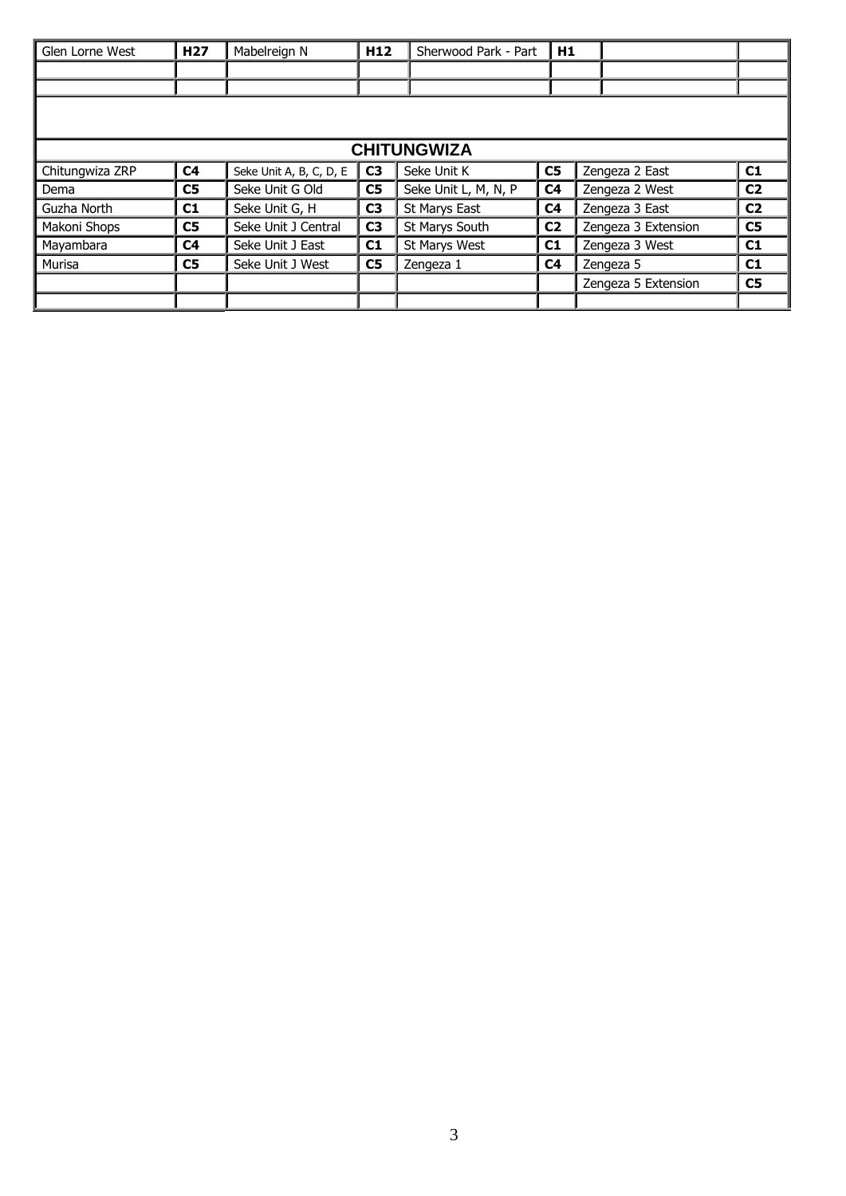| | | | | | | | |
|---|---|---|---|---|---|---|---|
| Glen Lorne West | **H27** | Mabelreign N | **H12** | Sherwood Park - Part | **H1** | | |
| | | | | | | | |
| | | | | | | | |

## CHITUNGWIZA

| | | | | | | | |
|---|---|---|---|---|---|---|---|
| Chitungwiza ZRP | **C4** | Seke Unit A, B, C, D, E | **C3** | Seke Unit K | **C5** | Zengeza 2 East | **C1** |
| Dema | **C5** | Seke Unit G Old | **C5** | Seke Unit L, M, N, P | **C4** | Zengeza 2 West | **C2** |
| Guzha North | **C1** | Seke Unit G, H | **C3** | St Marys East | **C4** | Zengeza 3 East | **C2** |
| Makoni Shops | **C5** | Seke Unit J Central | **C3** | St Marys South | **C2** | Zengeza 3 Extension | **C5** |
| Mayambara | **C4** | Seke Unit J East | **C1** | St Marys West | **C1** | Zengeza 3 West | **C1** |
| Murisa | **C5** | Seke Unit J West | **C5** | Zengeza 1 | **C4** | Zengeza 5 | **C1** |
| | | | | | | Zengeza 5 Extension | **C5** |
| | | | | | | | |